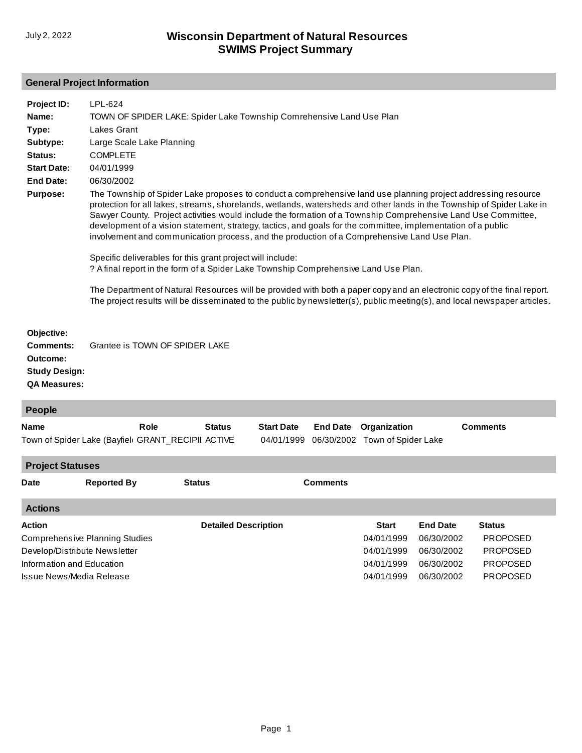# Wisconsin Department of Natural Resources
## SWIMS Project Summary

July 2, 2022

## General Project Information

**Project ID:** LPL-624

**Name:** TOWN OF SPIDER LAKE: Spider Lake Township Comrehensive Land Use Plan

**Type:** Lakes Grant

**Subtype:** Large Scale Lake Planning

**Status:** COMPLETE

**Start Date:** 04/01/1999

**End Date:** 06/30/2002

**Purpose:** The Township of Spider Lake proposes to conduct a comprehensive land use planning project addressing resource protection for all lakes, streams, shorelands, wetlands, watersheds and other lands in the Township of Spider Lake in Sawyer County. Project activities would include the formation of a Township Comprehensive Land Use Committee, development of a vision statement, strategy, tactics, and goals for the committee, implementation of a public involvement and communication process, and the production of a Comprehensive Land Use Plan.

Specific deliverables for this grant project will include:
? A final report in the form of a Spider Lake Township Comprehensive Land Use Plan.

The Department of Natural Resources will be provided with both a paper copy and an electronic copy of the final report. The project results will be disseminated to the public by newsletter(s), public meeting(s), and local newspaper articles.

**Objective:**

**Comments:** Grantee is TOWN OF SPIDER LAKE

**Outcome:**

**Study Design:**

**QA Measures:**

## People

| Name | Role | Status | Start Date | End Date | Organization | Comments |
|---|---|---|---|---|---|---|
| Town of Spider Lake (Bayfiel | GRANT_RECIPII | ACTIVE | 04/01/1999 | 06/30/2002 | Town of Spider Lake | |

## Project Statuses

| Date | Reported By | Status | Comments |
|---|---|---|---|

## Actions

| Action | Detailed Description | Start | End Date | Status |
|---|---|---|---|---|
| Comprehensive Planning Studies | | 04/01/1999 | 06/30/2002 | PROPOSED |
| Develop/Distribute Newsletter | | 04/01/1999 | 06/30/2002 | PROPOSED |
| Information and Education | | 04/01/1999 | 06/30/2002 | PROPOSED |
| Issue News/Media Release | | 04/01/1999 | 06/30/2002 | PROPOSED |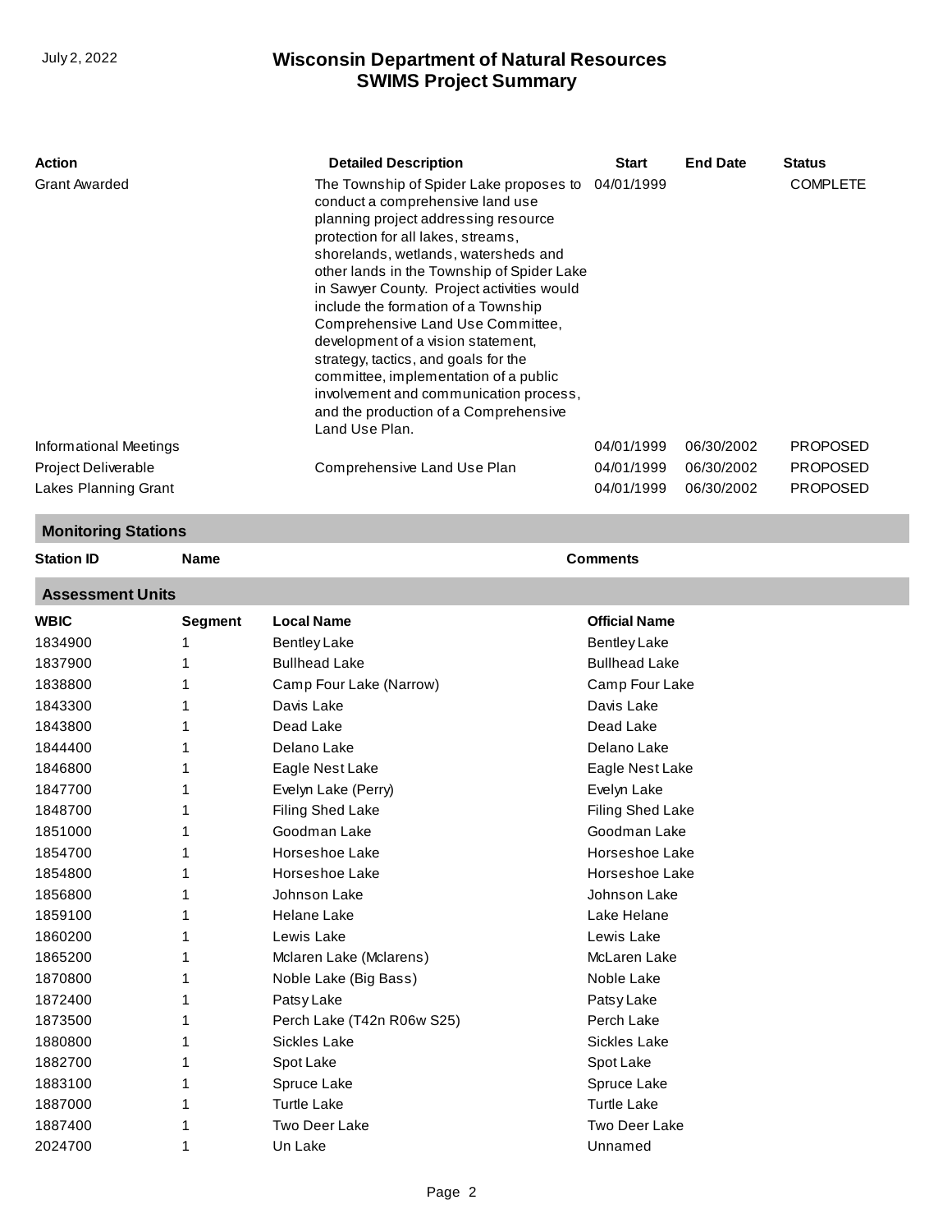| Action | Detailed Description | Start | End Date | Status |
| --- | --- | --- | --- | --- |
| Grant Awarded | The Township of Spider Lake proposes to conduct a comprehensive land use planning project addressing resource protection for all lakes, streams, shorelands, wetlands, watersheds and other lands in the Township of Spider Lake in Sawyer County. Project activities would include the formation of a Township Comprehensive Land Use Committee, development of a vision statement, strategy, tactics, and goals for the committee, implementation of a public involvement and communication process, and the production of a Comprehensive Land Use Plan. | 04/01/1999 | | COMPLETE |
| Informational Meetings | | 04/01/1999 | 06/30/2002 | PROPOSED |
| Project Deliverable | Comprehensive Land Use Plan | 04/01/1999 | 06/30/2002 | PROPOSED |
| Lakes Planning Grant | | 04/01/1999 | 06/30/2002 | PROPOSED |

## Monitoring Stations

| Station ID | Name | Comments |
| --- | --- | --- |

## Assessment Units

| WBIC | Segment | Local Name | Official Name |
| --- | --- | --- | --- |
| 1834900 | 1 | Bentley Lake | Bentley Lake |
| 1837900 | 1 | Bullhead Lake | Bullhead Lake |
| 1838800 | 1 | Camp Four Lake (Narrow) | Camp Four Lake |
| 1843300 | 1 | Davis Lake | Davis Lake |
| 1843800 | 1 | Dead Lake | Dead Lake |
| 1844400 | 1 | Delano Lake | Delano Lake |
| 1846800 | 1 | Eagle Nest Lake | Eagle Nest Lake |
| 1847700 | 1 | Evelyn Lake (Perry) | Evelyn Lake |
| 1848700 | 1 | Filing Shed Lake | Filing Shed Lake |
| 1851000 | 1 | Goodman Lake | Goodman Lake |
| 1854700 | 1 | Horseshoe Lake | Horseshoe Lake |
| 1854800 | 1 | Horseshoe Lake | Horseshoe Lake |
| 1856800 | 1 | Johnson Lake | Johnson Lake |
| 1859100 | 1 | Helane Lake | Lake Helane |
| 1860200 | 1 | Lewis Lake | Lewis Lake |
| 1865200 | 1 | Mclaren Lake (Mclarens) | McLaren Lake |
| 1870800 | 1 | Noble Lake (Big Bass) | Noble Lake |
| 1872400 | 1 | Patsy Lake | Patsy Lake |
| 1873500 | 1 | Perch Lake (T42n R06w S25) | Perch Lake |
| 1880800 | 1 | Sickles Lake | Sickles Lake |
| 1882700 | 1 | Spot Lake | Spot Lake |
| 1883100 | 1 | Spruce Lake | Spruce Lake |
| 1887000 | 1 | Turtle Lake | Turtle Lake |
| 1887400 | 1 | Two Deer Lake | Two Deer Lake |
| 2024700 | 1 | Un Lake | Unnamed |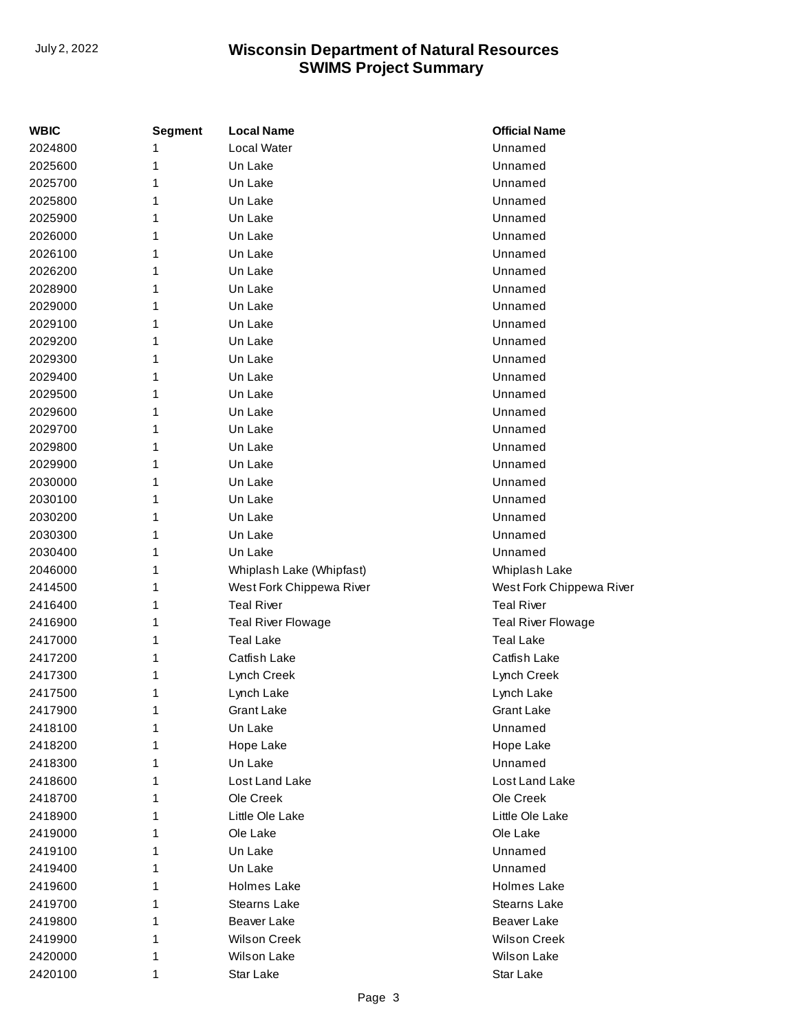| WBIC | Segment | Local Name | Official Name |
|---|---|---|---|
| 2024800 | 1 | Local Water | Unnamed |
| 2025600 | 1 | Un Lake | Unnamed |
| 2025700 | 1 | Un Lake | Unnamed |
| 2025800 | 1 | Un Lake | Unnamed |
| 2025900 | 1 | Un Lake | Unnamed |
| 2026000 | 1 | Un Lake | Unnamed |
| 2026100 | 1 | Un Lake | Unnamed |
| 2026200 | 1 | Un Lake | Unnamed |
| 2028900 | 1 | Un Lake | Unnamed |
| 2029000 | 1 | Un Lake | Unnamed |
| 2029100 | 1 | Un Lake | Unnamed |
| 2029200 | 1 | Un Lake | Unnamed |
| 2029300 | 1 | Un Lake | Unnamed |
| 2029400 | 1 | Un Lake | Unnamed |
| 2029500 | 1 | Un Lake | Unnamed |
| 2029600 | 1 | Un Lake | Unnamed |
| 2029700 | 1 | Un Lake | Unnamed |
| 2029800 | 1 | Un Lake | Unnamed |
| 2029900 | 1 | Un Lake | Unnamed |
| 2030000 | 1 | Un Lake | Unnamed |
| 2030100 | 1 | Un Lake | Unnamed |
| 2030200 | 1 | Un Lake | Unnamed |
| 2030300 | 1 | Un Lake | Unnamed |
| 2030400 | 1 | Un Lake | Unnamed |
| 2046000 | 1 | Whiplash Lake (Whipfast) | Whiplash Lake |
| 2414500 | 1 | West Fork Chippewa River | West Fork Chippewa River |
| 2416400 | 1 | Teal River | Teal River |
| 2416900 | 1 | Teal River Flowage | Teal River Flowage |
| 2417000 | 1 | Teal Lake | Teal Lake |
| 2417200 | 1 | Catfish Lake | Catfish Lake |
| 2417300 | 1 | Lynch Creek | Lynch Creek |
| 2417500 | 1 | Lynch Lake | Lynch Lake |
| 2417900 | 1 | Grant Lake | Grant Lake |
| 2418100 | 1 | Un Lake | Unnamed |
| 2418200 | 1 | Hope Lake | Hope Lake |
| 2418300 | 1 | Un Lake | Unnamed |
| 2418600 | 1 | Lost Land Lake | Lost Land Lake |
| 2418700 | 1 | Ole Creek | Ole Creek |
| 2418900 | 1 | Little Ole Lake | Little Ole Lake |
| 2419000 | 1 | Ole Lake | Ole Lake |
| 2419100 | 1 | Un Lake | Unnamed |
| 2419400 | 1 | Un Lake | Unnamed |
| 2419600 | 1 | Holmes Lake | Holmes Lake |
| 2419700 | 1 | Stearns Lake | Stearns Lake |
| 2419800 | 1 | Beaver Lake | Beaver Lake |
| 2419900 | 1 | Wilson Creek | Wilson Creek |
| 2420000 | 1 | Wilson Lake | Wilson Lake |
| 2420100 | 1 | Star Lake | Star Lake |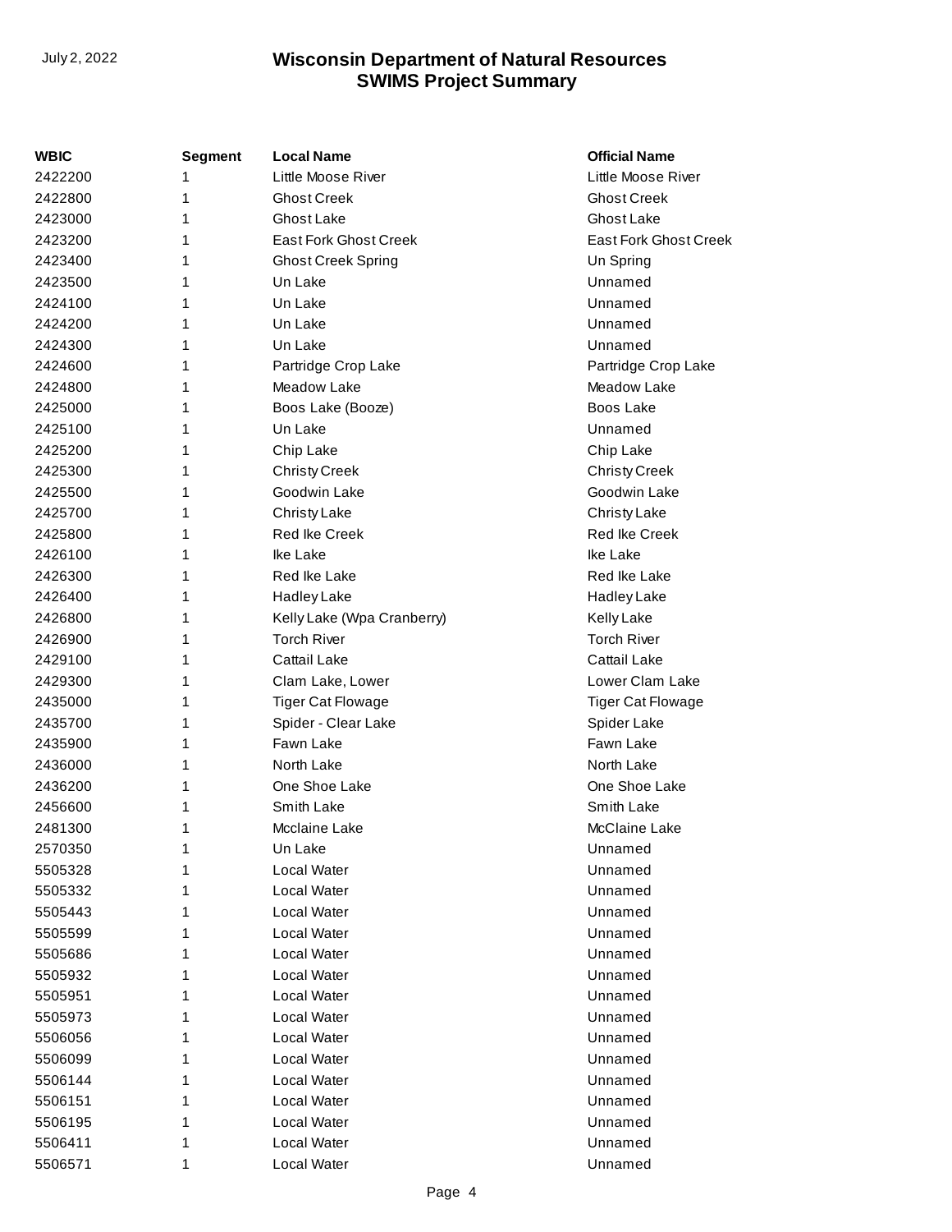| WBIC | Segment | Local Name | Official Name |
|---|---|---|---|
| 2422200 | 1 | Little Moose River | Little Moose River |
| 2422800 | 1 | Ghost Creek | Ghost Creek |
| 2423000 | 1 | Ghost Lake | Ghost Lake |
| 2423200 | 1 | East Fork Ghost Creek | East Fork Ghost Creek |
| 2423400 | 1 | Ghost Creek Spring | Un Spring |
| 2423500 | 1 | Un Lake | Unnamed |
| 2424100 | 1 | Un Lake | Unnamed |
| 2424200 | 1 | Un Lake | Unnamed |
| 2424300 | 1 | Un Lake | Unnamed |
| 2424600 | 1 | Partridge Crop Lake | Partridge Crop Lake |
| 2424800 | 1 | Meadow Lake | Meadow Lake |
| 2425000 | 1 | Boos Lake (Booze) | Boos Lake |
| 2425100 | 1 | Un Lake | Unnamed |
| 2425200 | 1 | Chip Lake | Chip Lake |
| 2425300 | 1 | Christy Creek | Christy Creek |
| 2425500 | 1 | Goodwin Lake | Goodwin Lake |
| 2425700 | 1 | Christy Lake | Christy Lake |
| 2425800 | 1 | Red Ike Creek | Red Ike Creek |
| 2426100 | 1 | Ike Lake | Ike Lake |
| 2426300 | 1 | Red Ike Lake | Red Ike Lake |
| 2426400 | 1 | Hadley Lake | Hadley Lake |
| 2426800 | 1 | Kelly Lake (Wpa Cranberry) | Kelly Lake |
| 2426900 | 1 | Torch River | Torch River |
| 2429100 | 1 | Cattail Lake | Cattail Lake |
| 2429300 | 1 | Clam Lake, Lower | Lower Clam Lake |
| 2435000 | 1 | Tiger Cat Flowage | Tiger Cat Flowage |
| 2435700 | 1 | Spider - Clear Lake | Spider Lake |
| 2435900 | 1 | Fawn Lake | Fawn Lake |
| 2436000 | 1 | North Lake | North Lake |
| 2436200 | 1 | One Shoe Lake | One Shoe Lake |
| 2456600 | 1 | Smith Lake | Smith Lake |
| 2481300 | 1 | Mcclaine Lake | McClaine Lake |
| 2570350 | 1 | Un Lake | Unnamed |
| 5505328 | 1 | Local Water | Unnamed |
| 5505332 | 1 | Local Water | Unnamed |
| 5505443 | 1 | Local Water | Unnamed |
| 5505599 | 1 | Local Water | Unnamed |
| 5505686 | 1 | Local Water | Unnamed |
| 5505932 | 1 | Local Water | Unnamed |
| 5505951 | 1 | Local Water | Unnamed |
| 5505973 | 1 | Local Water | Unnamed |
| 5506056 | 1 | Local Water | Unnamed |
| 5506099 | 1 | Local Water | Unnamed |
| 5506144 | 1 | Local Water | Unnamed |
| 5506151 | 1 | Local Water | Unnamed |
| 5506195 | 1 | Local Water | Unnamed |
| 5506411 | 1 | Local Water | Unnamed |
| 5506571 | 1 | Local Water | Unnamed |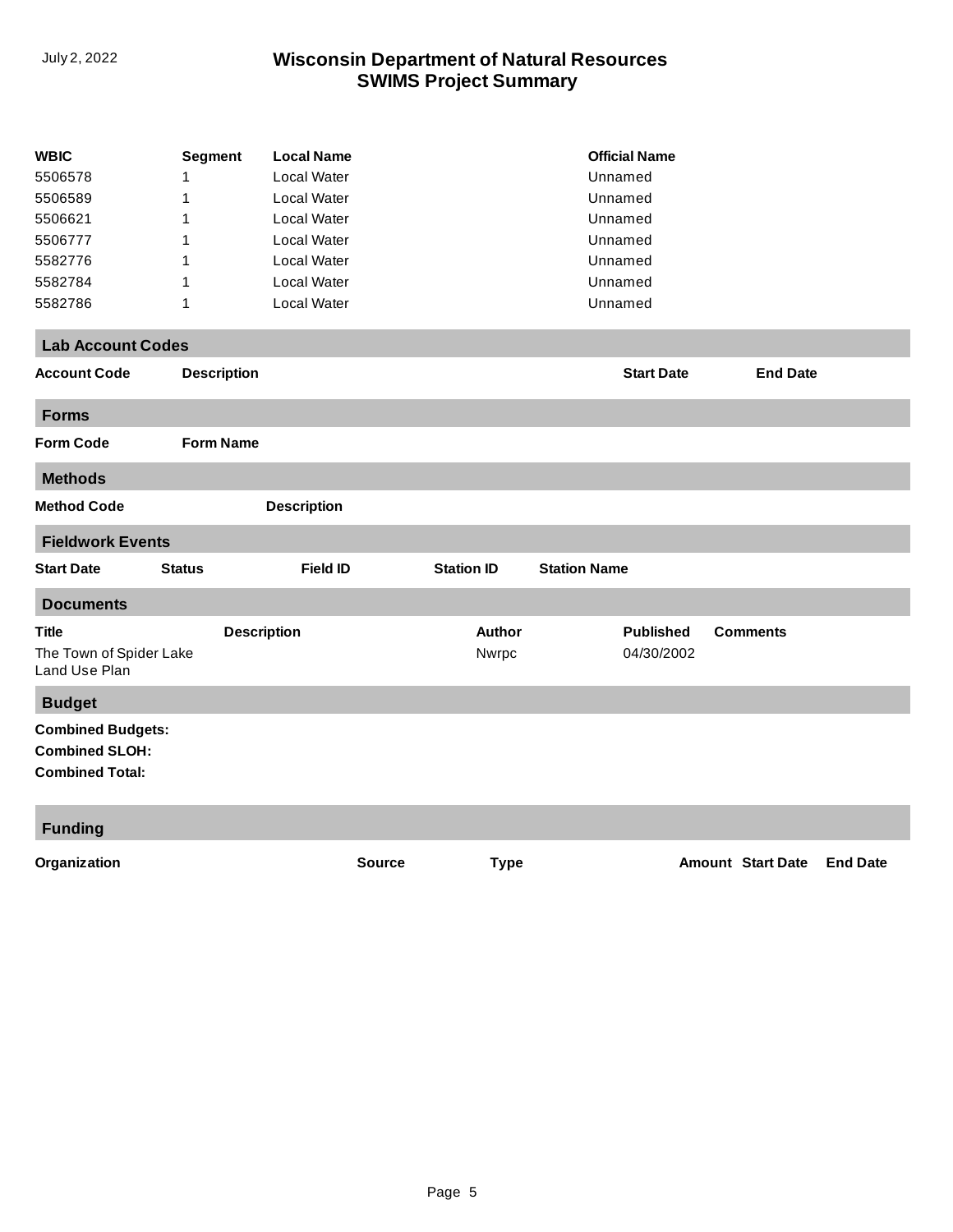| WBIC | Segment | Local Name | Official Name |
| --- | --- | --- | --- |
| 5506578 | 1 | Local Water | Unnamed |
| 5506589 | 1 | Local Water | Unnamed |
| 5506621 | 1 | Local Water | Unnamed |
| 5506777 | 1 | Local Water | Unnamed |
| 5582776 | 1 | Local Water | Unnamed |
| 5582784 | 1 | Local Water | Unnamed |
| 5582786 | 1 | Local Water | Unnamed |

## Lab Account Codes

| Account Code | Description | Start Date | End Date |
| --- | --- | --- | --- |

## Forms

| Form Code | Form Name |
| --- | --- |

## Methods

| Method Code | Description |
| --- | --- |

## Fieldwork Events

| Start Date | Status | Field ID | Station ID | Station Name |
| --- | --- | --- | --- | --- |

## Documents

| Title | Description | Author | Published | Comments |
| --- | --- | --- | --- | --- |
| The Town of Spider Lake Land Use Plan | | Nwrpc | 04/30/2002 | |

## Budget

**Combined Budgets:**

**Combined SLOH:**

**Combined Total:**

## Funding

| Organization | Source | Type | Amount | Start Date | End Date |
| --- | --- | --- | --- | --- | --- |